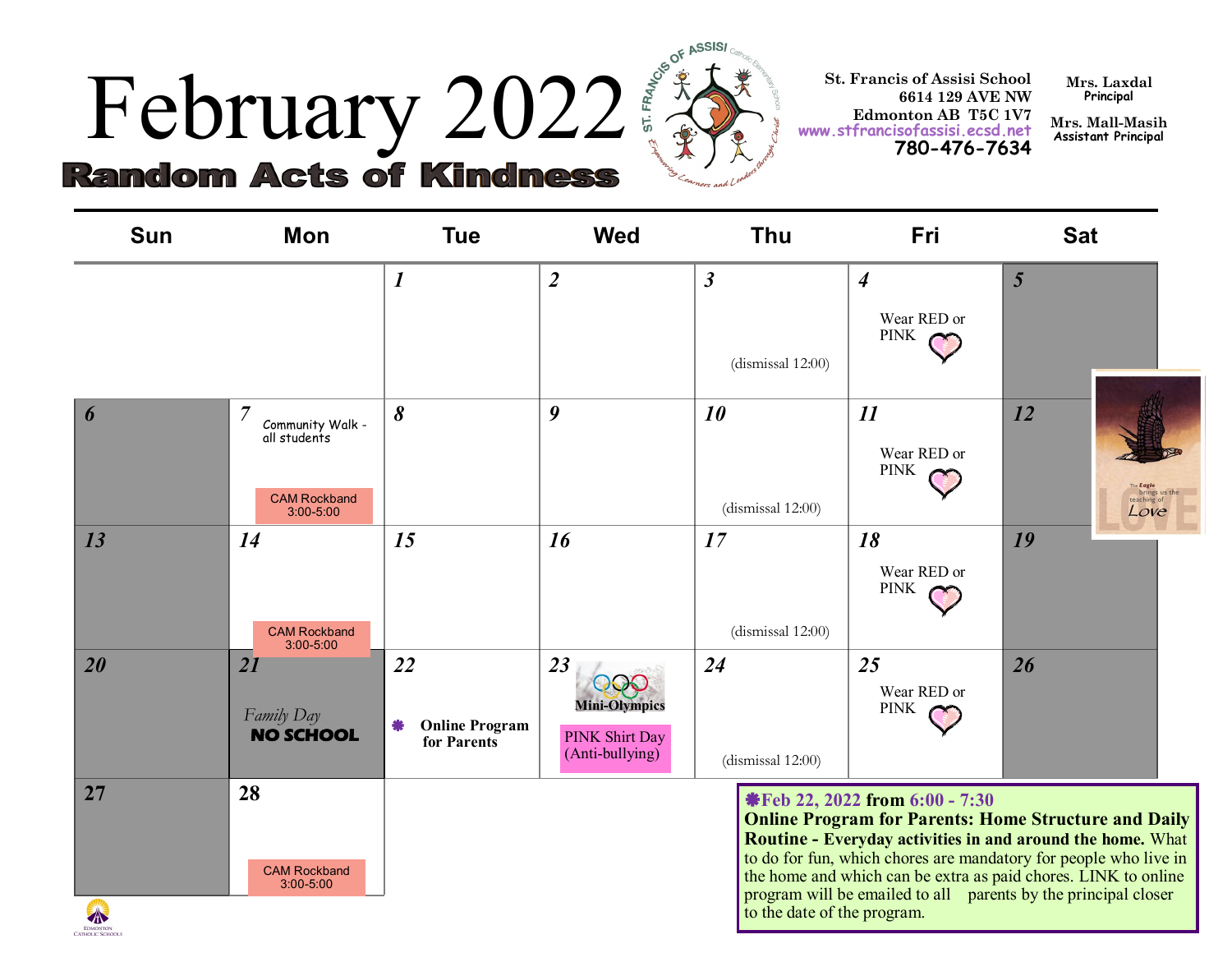# February 2022

## Random Acts of Kindness

**St. Francis of Assisi School**
6614 129 AVE NW
Edmonton AB T5C 1V7
www.stfrancisofassisi.ecsd.net
780-476-7634

**Mrs. Laxdal**
Principal

**Mrs. Mall-Masih**
Assistant Principal

| Sun | Mon | Tue | Wed | Thu | Fri | Sat |
|---|---|---|---|---|---|---|
| | | 1 | 2 | 3 (dismissal 12:00) | 4 Wear RED or PINK | 5 |
| 6 | 7 Community Walk - all students; CAM Rockband 3:00-5:00 | 8 | 9 | 10 (dismissal 12:00) | 11 Wear RED or PINK | 12 |
| 13 | 14 CAM Rockband 3:00-5:00 | 15 | 16 | 17 (dismissal 12:00) | 18 Wear RED or PINK | 19 |
| 20 | 21 *Family Day* **NO SCHOOL** | 22 ❋ **Online Program for Parents** | 23 **Mini-Olympics**; PINK Shirt Day (Anti-bullying) | 24 (dismissal 12:00) | 25 Wear RED or PINK | 26 |
| 27 | 28 CAM Rockband 3:00-5:00 | | | | | |

The Eagle brings us the teaching of Love

❋**Feb 22, 2022 from 6:00 - 7:30**
**Online Program for Parents: Home Structure and Daily Routine - Everyday activities in and around the home.** What to do for fun, which chores are mandatory for people who live in the home and which can be extra as paid chores. LINK to online program will be emailed to all parents by the principal closer to the date of the program.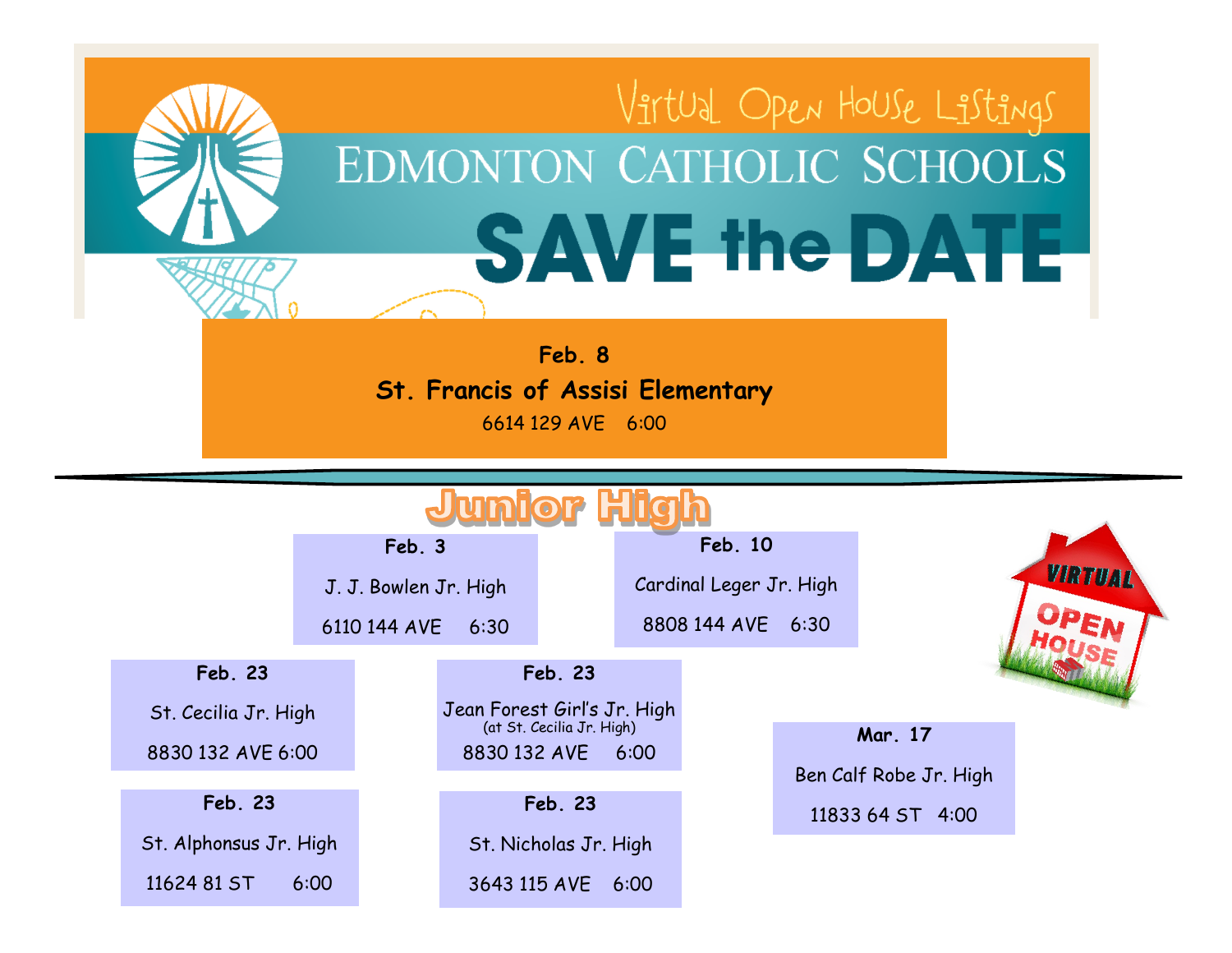Virtual Open House Listings

# EDMONTON CATHOLIC SCHOOLS

# SAVE the DATE

**Feb. 8**

**St. Francis of Assisi Elementary**

6614 129 AVE 6:00

## Junior High

**Feb. 3**

J. J. Bowlen Jr. High

6110 144 AVE 6:30

**Feb. 10**

Cardinal Leger Jr. High

8808 144 AVE 6:30

**Feb. 23**

St. Cecilia Jr. High

8830 132 AVE 6:00

**Feb. 23**

Jean Forest Girl's Jr. High
(at St. Cecilia Jr. High)

8830 132 AVE 6:00

**Feb. 23**

St. Alphonsus Jr. High

11624 81 ST 6:00

**Feb. 23**

St. Nicholas Jr. High

3643 115 AVE 6:00

**Mar. 17**

Ben Calf Robe Jr. High

11833 64 ST 4:00